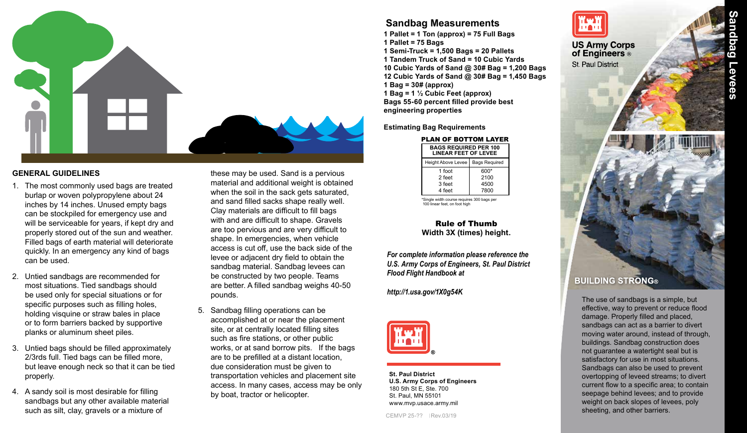# Sandbag Levees

## GENERAL GUIDELINES

1. The most commonly used bags are treated burlap or woven polypropylene about 24 inches by 14 inches. Unused empty bags can be stockpiled for emergency use and will be serviceable for years, if kept dry and properly stored out of the sun and weather. Filled bags of earth material will deteriorate quickly. In an emergency any kind of bags can be used.

2. Untied sandbags are recommended for most situations. Tied sandbags should be used only for special situations or for specific purposes such as filling holes, holding visquine or straw bales in place or to form barriers backed by supportive planks or aluminum sheet piles.

3. Untied bags should be filled approximately 2/3rds full. Tied bags can be filled more, but leave enough neck so that it can be tied properly.

4. A sandy soil is most desirable for filling sandbags but any other available material such as silt, clay, gravels or a mixture of these may be used. Sand is a pervious material and additional weight is obtained when the soil in the sack gets saturated, and sand filled sacks shape really well. Clay materials are difficult to fill bags with and are difficult to shape. Gravels are too pervious and are very difficult to shape. In emergencies, when vehicle access is cut off, use the back side of the levee or adjacent dry field to obtain the sandbag material. Sandbag levees can be constructed by two people. Teams are better. A filled sandbag weighs 40-50 pounds.

5. Sandbag filling operations can be accomplished at or near the placement site, or at centrally located filling sites such as fire stations, or other public works, or at sand borrow pits. If the bags are to be prefilled at a distant location, due consideration must be given to transportation vehicles and placement site access. In many cases, access may be only by boat, tractor or helicopter.

## Sandbag Measurements

**1 Pallet = 1 Ton (approx) = 75 Full Bags**
**1 Pallet = 75 Bags**
**1 Semi-Truck = 1,500 Bags = 20 Pallets**
**1 Tandem Truck of Sand = 10 Cubic Yards**
**10 Cubic Yards of Sand @ 30# Bag = 1,200 Bags**
**12 Cubic Yards of Sand @ 30# Bag = 1,450 Bags**
**1 Bag = 30# (approx)**
**1 Bag = 1 ½ Cubic Feet (approx)**
**Bags 55-60 percent filled provide best engineering properties**

**Estimating Bag Requirements**

**PLAN OF BOTTOM LAYER**

| BAGS REQUIRED PER 100 LINEAR FEET OF LEVEE | |
|---|---|
| Height Above Levee | Bags Required |
| 1 foot | 600* |
| 2 feet | 2100 |
| 3 feet | 4500 |
| 4 feet | 7800 |

*Single width course requires 300 bags per 100 linear feet, on foot high

**Rule of Thumb**
**Width 3X (times) height.**

***For complete information please reference the U.S. Army Corps of Engineers, St. Paul District Flood Flight Handbook at***

***http://1.usa.gov/1X0g54K***

**St. Paul District**
**U.S. Army Corps of Engineers**
180 5th St E, Ste. 700
St. Paul, MN 55101
www.mvp.usace.army.mil

CEMVP 25-?? |Rev.03/19

US Army Corps of Engineers®
St. Paul District

**BUILDING STRONG®**

The use of sandbags is a simple, but effective, way to prevent or reduce flood damage. Properly filled and placed, sandbags can act as a barrier to divert moving water around, instead of through, buildings. Sandbag construction does not guarantee a watertight seal but is satisfactory for use in most situations. Sandbags can also be used to prevent overtopping of leveed streams; to divert current flow to a specific area; to contain seepage behind levees; and to provide weight on back slopes of levees, poly sheeting, and other barriers.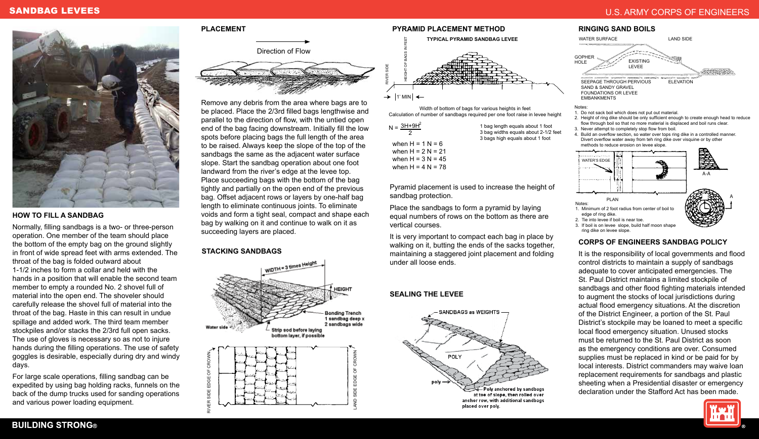## SANDBAG LEVEES

### HOW TO FILL A SANDBAG

Normally, filling sandbags is a two- or three-person operation. One member of the team should place the bottom of the empty bag on the ground slightly in front of wide spread feet with arms extended. The throat of the bag is folded outward about 1-1/2 inches to form a collar and held with the hands in a position that will enable the second team member to empty a rounded No. 2 shovel full of material into the open end. The shoveler should carefully release the shovel full of material into the throat of the bag. Haste in this can result in undue spillage and added work. The third team member stockpiles and/or stacks the 2/3rd full open sacks. The use of gloves is necessary so as not to injure hands during the filling operations. The use of safety goggles is desirable, especially during dry and windy days.

For large scale operations, filling sandbag can be expedited by using bag holding racks, funnels on the back of the dump trucks used for sanding operations and various power loading equipment.

### PLACEMENT

Direction of Flow

Remove any debris from the area where bags are to be placed. Place the 2/3rd filled bags lengthwise and parallel to the direction of flow, with the untied open end of the bag facing downstream. Initially fill the low spots before placing bags the full length of the area to be raised. Always keep the slope of the top of the sandbags the same as the adjacent water surface slope. Start the sandbag operation about one foot landward from the river's edge at the levee top. Place succeeding bags with the bottom of the bag tightly and partially on the open end of the previous bag. Offset adjacent rows or layers by one-half bag length to eliminate continuous joints. To eliminate voids and form a tight seal, compact and shape each bag by walking on it and continue to walk on it as succeeding layers are placed.

### STACKING SANDBAGS

WIDTH = 3 times Height

HEIGHT

Bonding Trench
1 sandbag deep x
2 sandbags wide

Water side

Strip sod before laying bottom layer, if possible

RIVER SIDE EDGE OF CROWN

LAND SIDE EDGE OF CROWN

### PYRAMID PLACEMENT METHOD

TYPICAL PYRAMID SANDBAG LEVEE

RIVER SIDE

HEIGHT OF BAGS IN FEET

1' MIN

Width of bottom of bags for various heights in feet
Calculation of number of sandbags required per one foot raise in levee height

$$N = \frac{3H + 9H^2}{2}$$

when H = 1 N = 6
when H = 2 N = 21
when H = 3 N = 45
when H = 4 N = 78

1 bag length equals about 1 foot
3 bag widths equals about 2-1/2 feet
3 bags high equals about 1 foot

Pyramid placement is used to increase the height of sandbag protection.

Place the sandbags to form a pyramid by laying equal numbers of rows on the bottom as there are vertical courses.

It is very important to compact each bag in place by walking on it, butting the ends of the sacks together, maintaining a staggered joint placement and folding under all loose ends.

### SEALING THE LEVEE

SANDBAGS as WEIGHTS

POLY

poly

Poly anchored by sandbags at toe of slope, then rolled over anchor row, with additional sandbags placed over poly.

### RINGING SAND BOILS

WATER SURFACE

LAND SIDE

GOPHER HOLE

EXISTING LEVEE

SEEPAGE THROUGH PERVIOUS SAND & SANDY GRAVEL FOUNDATIONS OR LEVEE EMBANKMENTS

ELEVATION

Notes:

1. Do not sack boil which does not put out material.
2. Height of ring dike should be only sufficient enough to create enough head to reduce flow through boil so that no more material is displaced and boil runs clear.
3. Never attempt to completely stop flow from boil.
4. Build an overflow section, so water over tops ring dike in a controlled manner. Divert overflow water away from teh ring dike over visquine or by other methods to reduce erosion on levee slope.

WATER'S EDGE

PLAN

A-A

A

Notes:

1. Minimum of 2 foot radius from center of boil to edge of ring dike.
2. Tie into levee if boil is near toe.
3. If boil is on levee slope, build half moon shape ring dike on levee slope.

### CORPS OF ENGINEERS SANDBAG POLICY

It is the responsibility of local governments and flood control districts to maintain a supply of sandbags adequate to cover anticipated emergencies. The St. Paul District maintains a limited stockpile of sandbags and other flood fighting materials intended to augment the stocks of local jurisdictions during actual flood emergency situations. At the discretion of the District Engineer, a portion of the St. Paul District's stockpile may be loaned to meet a specific local flood emergency situation. Unused stocks must be returned to the St. Paul District as soon as the emergency conditions are over. Consumed supplies must be replaced in kind or be paid for by local interests. District commanders may waive loan replacement requirements for sandbags and plastic sheeting when a Presidential disaster or emergency declaration under the Stafford Act has been made.